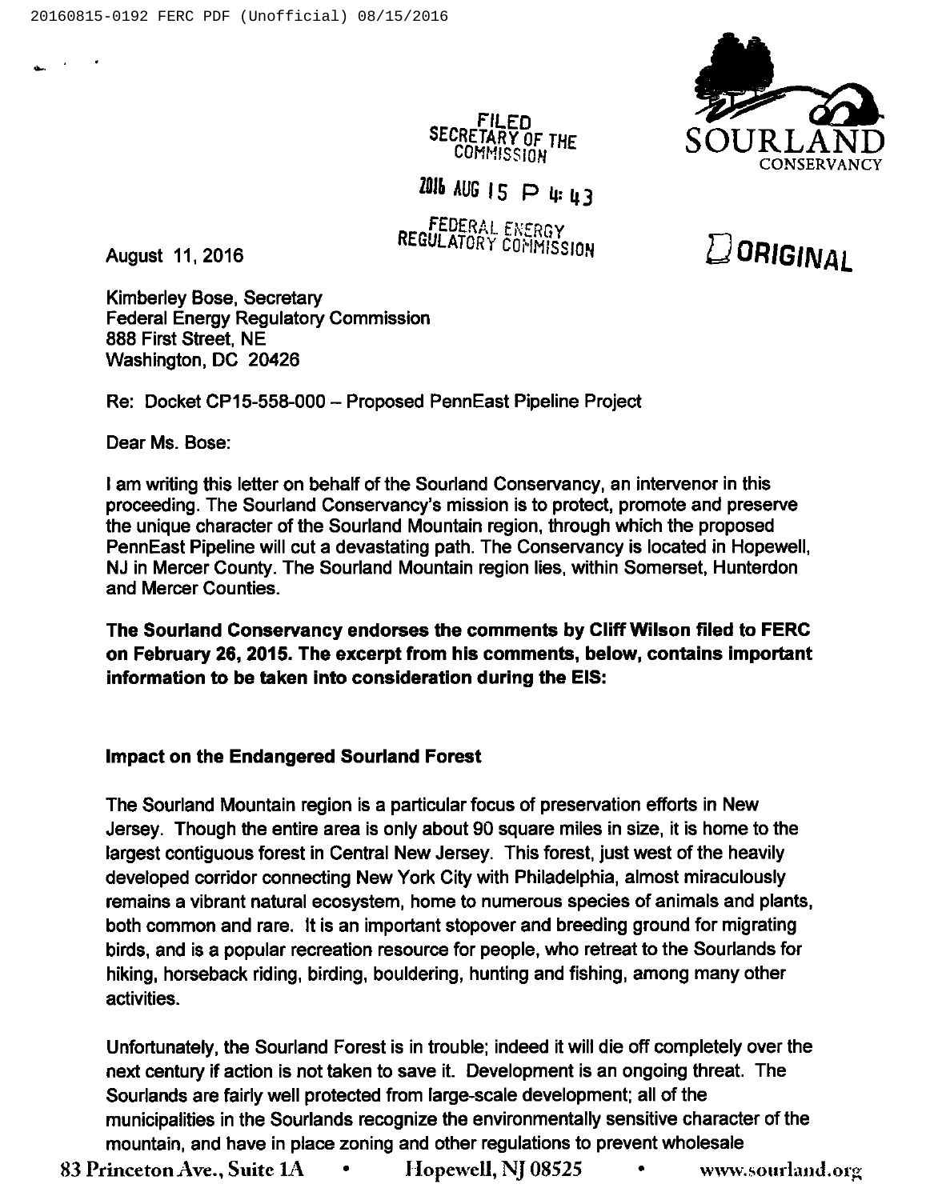FILED
SECRETARY OF THE COMMISSION

2016 AUG 15 P 4:43

FEDERAL ENERGY REGULATORY COMMISSION

SOURLAND CONSERVANCY

ORIGINAL

August 11, 2016

Kimberley Bose, Secretary
Federal Energy Regulatory Commission
888 First Street, NE
Washington, DC 20426

Re: Docket CP15-558-000 – Proposed PennEast Pipeline Project

Dear Ms. Bose:

I am writing this letter on behalf of the Sourland Conservancy, an intervenor in this proceeding. The Sourland Conservancy's mission is to protect, promote and preserve the unique character of the Sourland Mountain region, through which the proposed PennEast Pipeline will cut a devastating path. The Conservancy is located in Hopewell, NJ in Mercer County. The Sourland Mountain region lies, within Somerset, Hunterdon and Mercer Counties.

**The Sourland Conservancy endorses the comments by Cliff Wilson filed to FERC on February 26, 2015. The excerpt from his comments, below, contains important information to be taken into consideration during the EIS:**

**Impact on the Endangered Sourland Forest**

The Sourland Mountain region is a particular focus of preservation efforts in New Jersey. Though the entire area is only about 90 square miles in size, it is home to the largest contiguous forest in Central New Jersey. This forest, just west of the heavily developed corridor connecting New York City with Philadelphia, almost miraculously remains a vibrant natural ecosystem, home to numerous species of animals and plants, both common and rare. It is an important stopover and breeding ground for migrating birds, and is a popular recreation resource for people, who retreat to the Sourlands for hiking, horseback riding, birding, bouldering, hunting and fishing, among many other activities.

Unfortunately, the Sourland Forest is in trouble; indeed it will die off completely over the next century if action is not taken to save it. Development is an ongoing threat. The Sourlands are fairly well protected from large-scale development; all of the municipalities in the Sourlands recognize the environmentally sensitive character of the mountain, and have in place zoning and other regulations to prevent wholesale

83 Princeton Ave., Suite 1A • Hopewell, NJ 08525 • www.sourland.org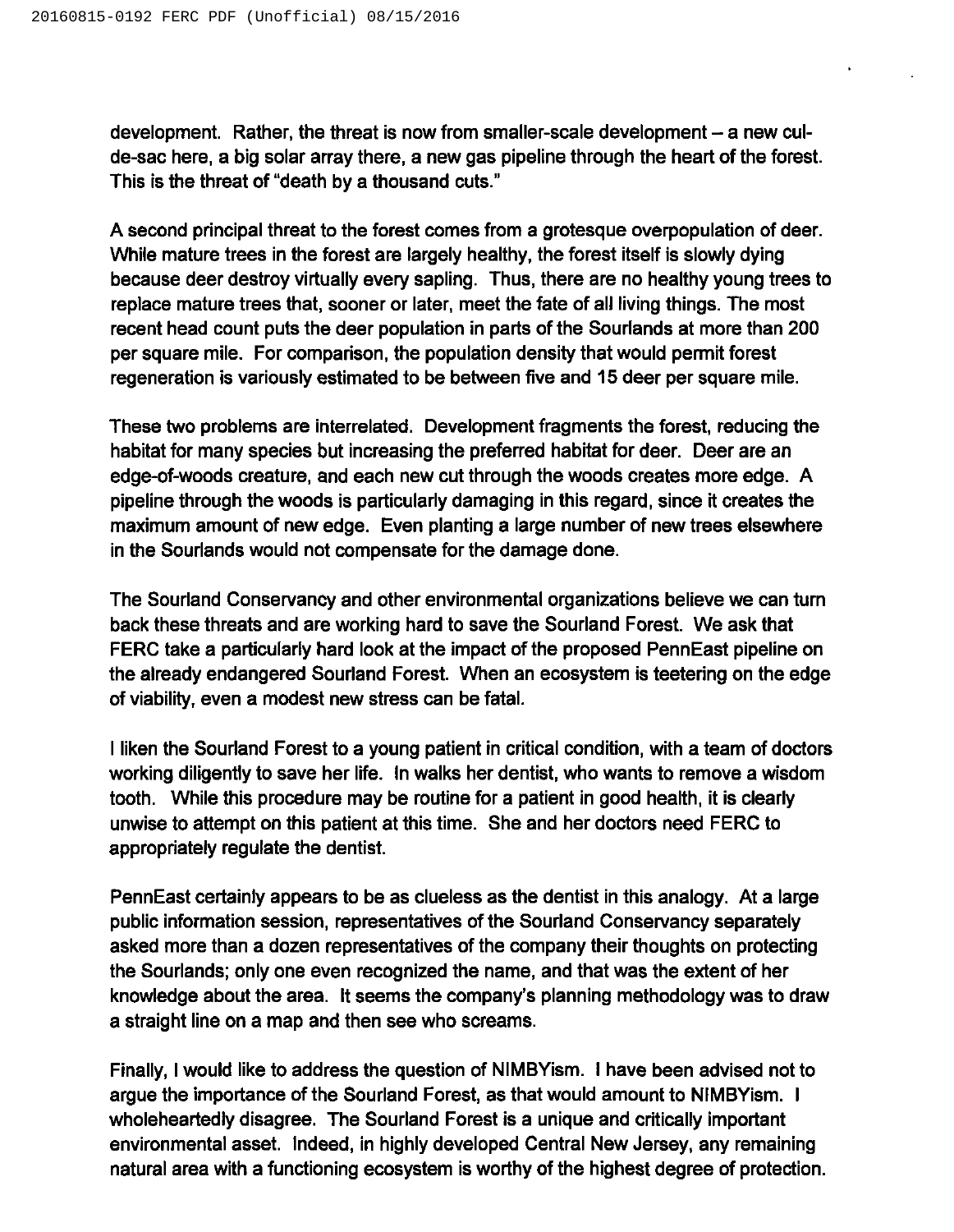development. Rather, the threat is now from smaller-scale development – a new cul-de-sac here, a big solar array there, a new gas pipeline through the heart of the forest. This is the threat of "death by a thousand cuts."

A second principal threat to the forest comes from a grotesque overpopulation of deer. While mature trees in the forest are largely healthy, the forest itself is slowly dying because deer destroy virtually every sapling. Thus, there are no healthy young trees to replace mature trees that, sooner or later, meet the fate of all living things. The most recent head count puts the deer population in parts of the Sourlands at more than 200 per square mile. For comparison, the population density that would permit forest regeneration is variously estimated to be between five and 15 deer per square mile.

These two problems are interrelated. Development fragments the forest, reducing the habitat for many species but increasing the preferred habitat for deer. Deer are an edge-of-woods creature, and each new cut through the woods creates more edge. A pipeline through the woods is particularly damaging in this regard, since it creates the maximum amount of new edge. Even planting a large number of new trees elsewhere in the Sourlands would not compensate for the damage done.

The Sourland Conservancy and other environmental organizations believe we can turn back these threats and are working hard to save the Sourland Forest. We ask that FERC take a particularly hard look at the impact of the proposed PennEast pipeline on the already endangered Sourland Forest. When an ecosystem is teetering on the edge of viability, even a modest new stress can be fatal.

I liken the Sourland Forest to a young patient in critical condition, with a team of doctors working diligently to save her life. In walks her dentist, who wants to remove a wisdom tooth. While this procedure may be routine for a patient in good health, it is clearly unwise to attempt on this patient at this time. She and her doctors need FERC to appropriately regulate the dentist.

PennEast certainly appears to be as clueless as the dentist in this analogy. At a large public information session, representatives of the Sourland Conservancy separately asked more than a dozen representatives of the company their thoughts on protecting the Sourlands; only one even recognized the name, and that was the extent of her knowledge about the area. It seems the company's planning methodology was to draw a straight line on a map and then see who screams.

Finally, I would like to address the question of NIMBYism. I have been advised not to argue the importance of the Sourland Forest, as that would amount to NIMBYism. I wholeheartedly disagree. The Sourland Forest is a unique and critically important environmental asset. Indeed, in highly developed Central New Jersey, any remaining natural area with a functioning ecosystem is worthy of the highest degree of protection.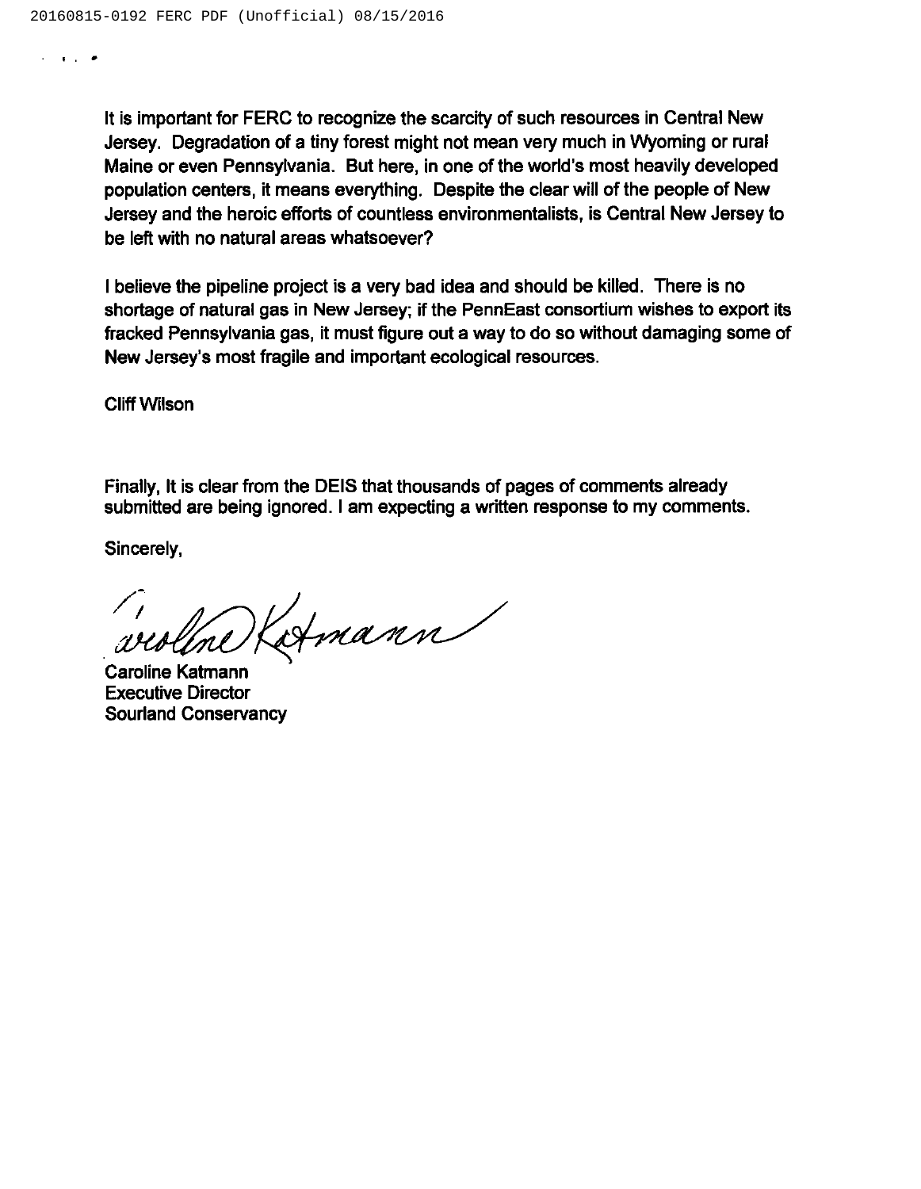It is important for FERC to recognize the scarcity of such resources in Central New Jersey. Degradation of a tiny forest might not mean very much in Wyoming or rural Maine or even Pennsylvania. But here, in one of the world's most heavily developed population centers, it means everything. Despite the clear will of the people of New Jersey and the heroic efforts of countless environmentalists, is Central New Jersey to be left with no natural areas whatsoever?

I believe the pipeline project is a very bad idea and should be killed. There is no shortage of natural gas in New Jersey; if the PennEast consortium wishes to export its fracked Pennsylvania gas, it must figure out a way to do so without damaging some of New Jersey's most fragile and important ecological resources.

Cliff Wilson

Finally, It is clear from the DEIS that thousands of pages of comments already submitted are being ignored. I am expecting a written response to my comments.

Sincerely,

Caroline Katmann
Executive Director
Sourland Conservancy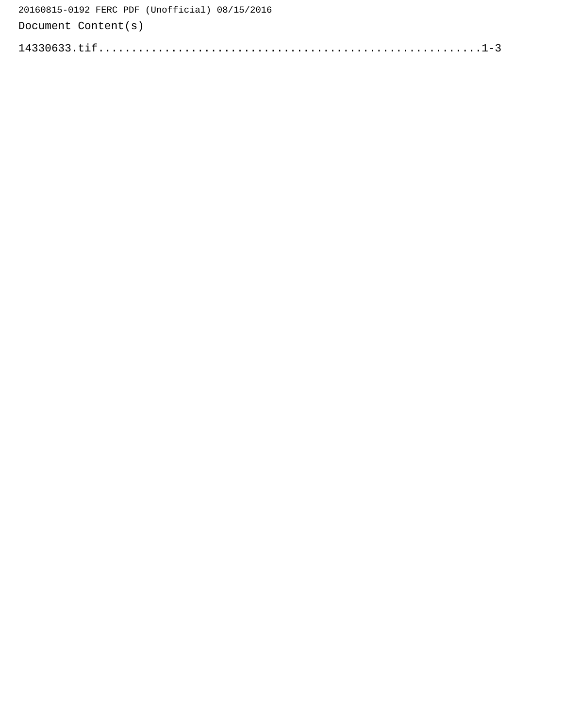Document Content(s)

14330633.tif......................................................1-3